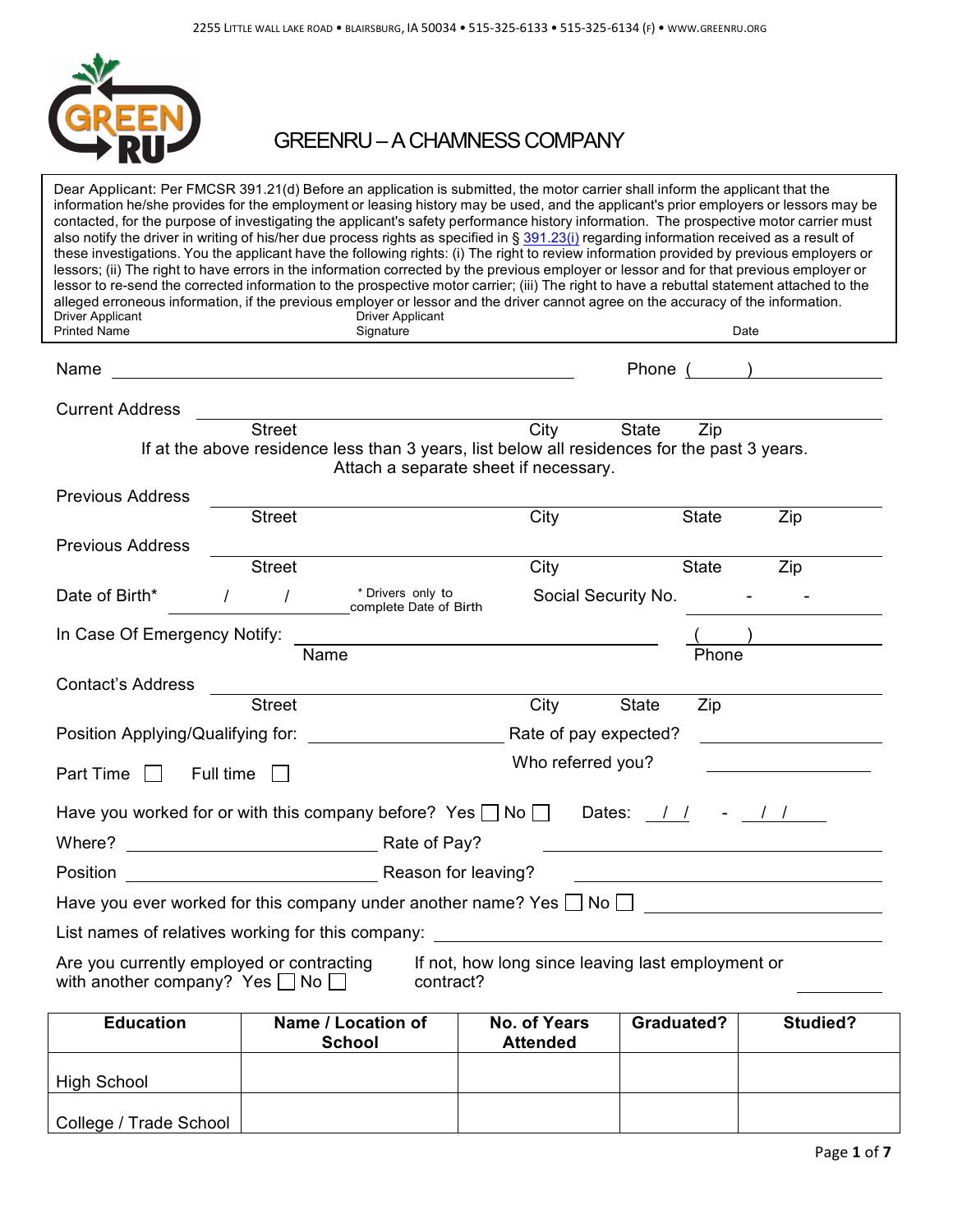2255 LITTLE WALL LAKE ROAD • BLAIRSBURG, IA 50034 • 515-325-6133 • 515-325-6134 (F) • WWW.GREENRU.ORG

# GREENRU – A CHAMNESS COMPANY

Dear Applicant: Per FMCSR 391.21(d) Before an application is submitted, the motor carrier shall inform the applicant that the information he/she provides for the employment or leasing history may be used, and the applicant's prior employers or lessors may be contacted, for the purpose of investigating the applicant's safety performance history information. The prospective motor carrier must also notify the driver in writing of his/her due process rights as specified in § 391.23(i) regarding information received as a result of these investigations. You the applicant have the following rights: (i) The right to review information provided by previous employers or lessors; (ii) The right to have errors in the information corrected by the previous employer or lessor and for that previous employer or lessor to re-send the corrected information to the prospective motor carrier; (iii) The right to have a rebuttal statement attached to the alleged erroneous information, if the previous employer or lessor and the driver cannot agree on the accuracy of the information.

Driver Applicant Printed Name ____________ Driver Applicant Signature ____________ Date ____________

Name ______________________________ Phone ( ) ____________

Current Address ______________________________
Street City State Zip

If at the above residence less than 3 years, list below all residences for the past 3 years. Attach a separate sheet if necessary.

Previous Address ______________________________
Street City State Zip

Previous Address ______________________________
Street City State Zip

Date of Birth* / / * Drivers only to complete Date of Birth    Social Security No. - -

In Case Of Emergency Notify: ______________________ ( ) ____________
Name Phone

Contact's Address ______________________________
Street City State Zip

Position Applying/Qualifying for: ____________ Rate of pay expected? ____________

Part Time ☐ Full time ☐    Who referred you? ____________

Have you worked for or with this company before? Yes ☐ No ☐ Dates: / / - / /

Where? ____________ Rate of Pay? ____________

Position ____________ Reason for leaving? ____________

Have you ever worked for this company under another name? Yes ☐ No ☐ ____________

List names of relatives working for this company: ____________

Are you currently employed or contracting with another company? Yes ☐ No ☐    If not, how long since leaving last employment or contract? ____________

| Education | Name / Location of School | No. of Years Attended | Graduated? | Studied? |
|---|---|---|---|---|
| High School | | | | |
| College / Trade School | | | | |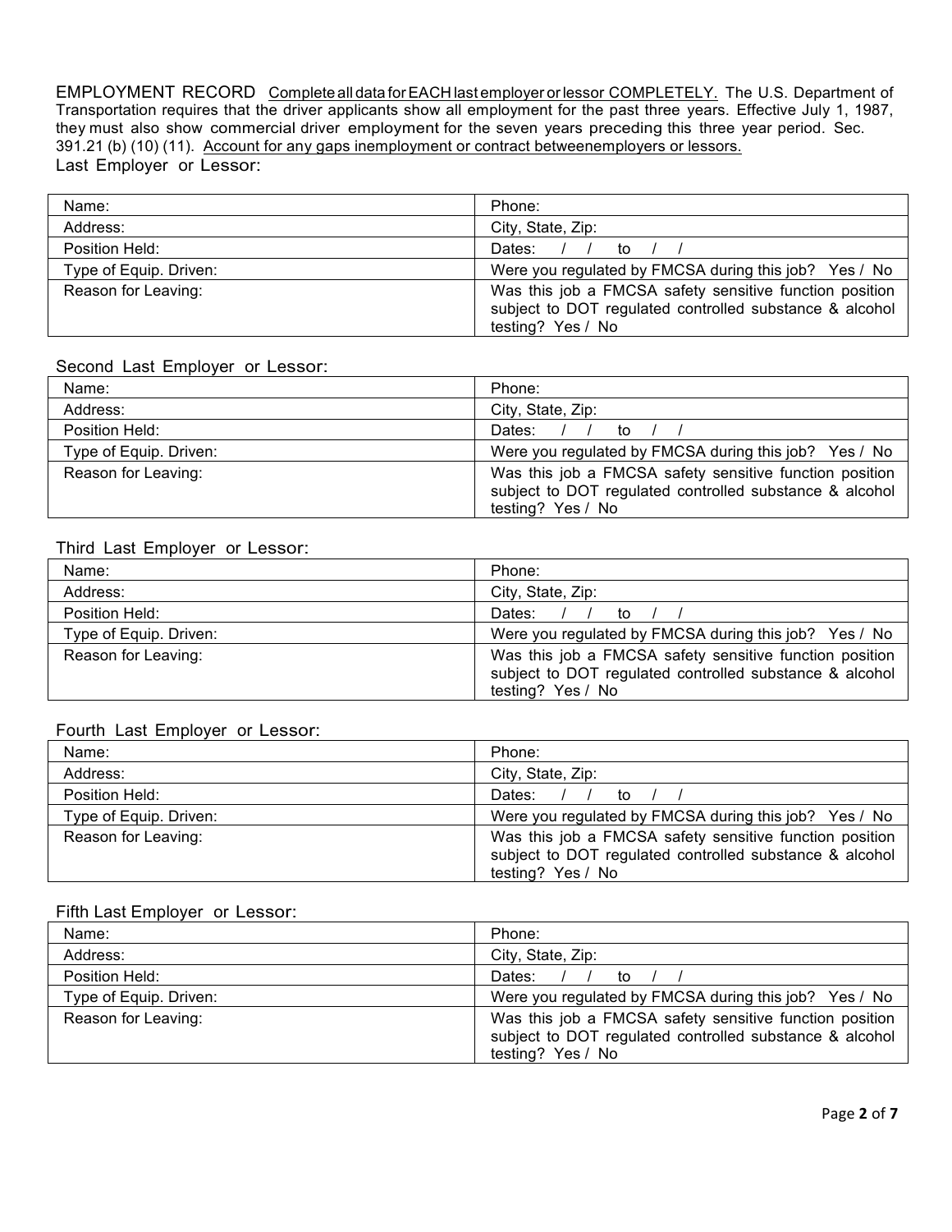EMPLOYMENT RECORD <u>Complete all data for EACH last employer or lessor COMPLETELY.</u> The U.S. Department of Transportation requires that the driver applicants show all employment for the past three years. Effective July 1, 1987, they must also show commercial driver employment for the seven years preceding this three year period. Sec. 391.21 (b) (10) (11). <u>Account for any gaps inemployment or contract betweenemployers or lessors.</u>

Last Employer or Lessor:

| Name: | Phone: |
|---|---|
| Address: | City, State, Zip: |
| Position Held: | Dates: / / to / / |
| Type of Equip. Driven: | Were you regulated by FMCSA during this job? Yes / No |
| Reason for Leaving: | Was this job a FMCSA safety sensitive function position subject to DOT regulated controlled substance & alcohol testing? Yes / No |

Second Last Employer or Lessor:

| Name: | Phone: |
|---|---|
| Address: | City, State, Zip: |
| Position Held: | Dates: / / to / / |
| Type of Equip. Driven: | Were you regulated by FMCSA during this job? Yes / No |
| Reason for Leaving: | Was this job a FMCSA safety sensitive function position subject to DOT regulated controlled substance & alcohol testing? Yes / No |

Third Last Employer or Lessor:

| Name: | Phone: |
|---|---|
| Address: | City, State, Zip: |
| Position Held: | Dates: / / to / / |
| Type of Equip. Driven: | Were you regulated by FMCSA during this job? Yes / No |
| Reason for Leaving: | Was this job a FMCSA safety sensitive function position subject to DOT regulated controlled substance & alcohol testing? Yes / No |

Fourth Last Employer or Lessor:

| Name: | Phone: |
|---|---|
| Address: | City, State, Zip: |
| Position Held: | Dates: / / to / / |
| Type of Equip. Driven: | Were you regulated by FMCSA during this job? Yes / No |
| Reason for Leaving: | Was this job a FMCSA safety sensitive function position subject to DOT regulated controlled substance & alcohol testing? Yes / No |

Fifth Last Employer or Lessor:

| Name: | Phone: |
|---|---|
| Address: | City, State, Zip: |
| Position Held: | Dates: / / to / / |
| Type of Equip. Driven: | Were you regulated by FMCSA during this job? Yes / No |
| Reason for Leaving: | Was this job a FMCSA safety sensitive function position subject to DOT regulated controlled substance & alcohol testing? Yes / No |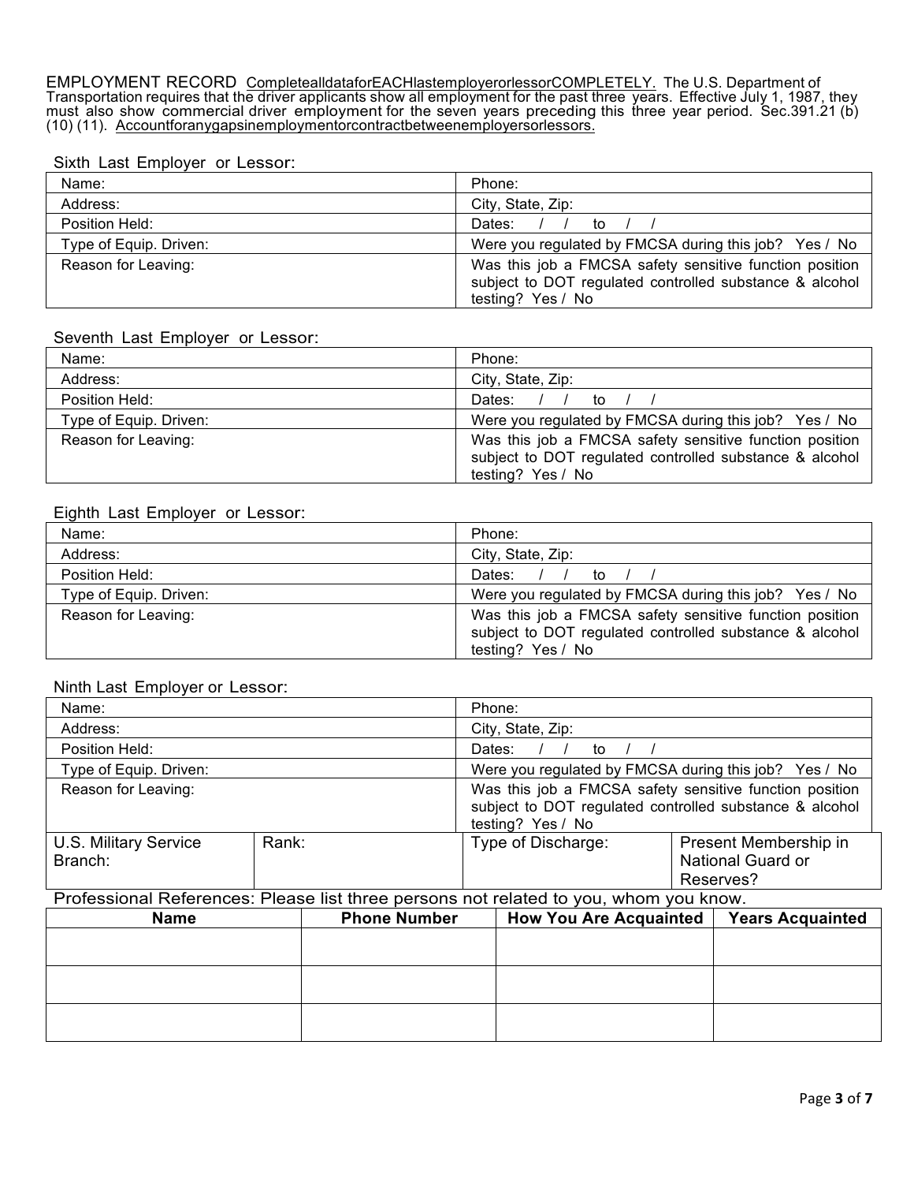EMPLOYMENT RECORD CompletealldataforEACHlastemployerorlessorCOMPLETELY. The U.S. Department of Transportation requires that the driver applicants show all employment for the past three years. Effective July 1, 1987, they must also show commercial driver employment for the seven years preceding this three year period. Sec.391.21 (b) (10) (11). Accountforanygapsinemploymentorcontractbetweenemployersorlessors.

Sixth Last Employer or Lessor:

| Name: | Phone: |
|---|---|
| Address: | City, State, Zip: |
| Position Held: | Dates: / / to / / |
| Type of Equip. Driven: | Were you regulated by FMCSA during this job? Yes / No |
| Reason for Leaving: | Was this job a FMCSA safety sensitive function position subject to DOT regulated controlled substance & alcohol testing? Yes / No |

Seventh Last Employer or Lessor:

| Name: | Phone: |
|---|---|
| Address: | City, State, Zip: |
| Position Held: | Dates: / / to / / |
| Type of Equip. Driven: | Were you regulated by FMCSA during this job? Yes / No |
| Reason for Leaving: | Was this job a FMCSA safety sensitive function position subject to DOT regulated controlled substance & alcohol testing? Yes / No |

Eighth Last Employer or Lessor:

| Name: | Phone: |
|---|---|
| Address: | City, State, Zip: |
| Position Held: | Dates: / / to / / |
| Type of Equip. Driven: | Were you regulated by FMCSA during this job? Yes / No |
| Reason for Leaving: | Was this job a FMCSA safety sensitive function position subject to DOT regulated controlled substance & alcohol testing? Yes / No |

Ninth Last Employer or Lessor:

| Name: | Phone: |
|---|---|
| Address: | City, State, Zip: |
| Position Held: | Dates: / / to / / |
| Type of Equip. Driven: | Were you regulated by FMCSA during this job? Yes / No |
| Reason for Leaving: | Was this job a FMCSA safety sensitive function position subject to DOT regulated controlled substance & alcohol testing? Yes / No |

| U.S. Military Service Branch: | Rank: | Type of Discharge: | Present Membership in National Guard or Reserves? |
|---|---|---|---|

Professional References: Please list three persons not related to you, whom you know.

| Name | Phone Number | How You Are Acquainted | Years Acquainted |
|---|---|---|---|
| | | | |
| | | | |
| | | | |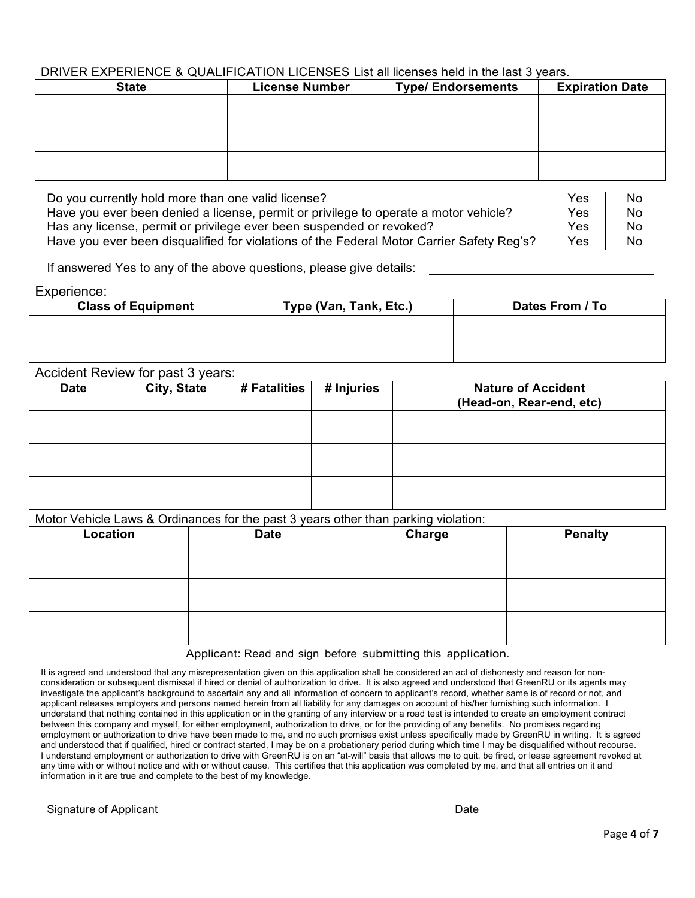DRIVER EXPERIENCE & QUALIFICATION LICENSES List all licenses held in the last 3 years.

| State | License Number | Type/ Endorsements | Expiration Date |
| --- | --- | --- | --- |
| | | | |
| | | | |
| | | | |

| | | |
| --- | --- | --- |
| Do you currently hold more than one valid license? | Yes | No |
| Have you ever been denied a license, permit or privilege to operate a motor vehicle? | Yes | No |
| Has any license, permit or privilege ever been suspended or revoked? | Yes | No |
| Have you ever been disqualified for violations of the Federal Motor Carrier Safety Reg's? | Yes | No |

If answered Yes to any of the above questions, please give details: ______________________________

Experience:

| Class of Equipment | Type (Van, Tank, Etc.) | Dates From / To |
| --- | --- | --- |
| | | |
| | | |

Accident Review for past 3 years:

| Date | City, State | # Fatalities | # Injuries | Nature of Accident (Head-on, Rear-end, etc) |
| --- | --- | --- | --- | --- |
| | | | | |
| | | | | |
| | | | | |

Motor Vehicle Laws & Ordinances for the past 3 years other than parking violation:

| Location | Date | Charge | Penalty |
| --- | --- | --- | --- |
| | | | |
| | | | |
| | | | |

Applicant: Read and sign before submitting this application.

It is agreed and understood that any misrepresentation given on this application shall be considered an act of dishonesty and reason for non-consideration or subsequent dismissal if hired or denial of authorization to drive. It is also agreed and understood that GreenRU or its agents may investigate the applicant's background to ascertain any and all information of concern to applicant's record, whether same is of record or not, and applicant releases employers and persons named herein from all liability for any damages on account of his/her furnishing such information. I understand that nothing contained in this application or in the granting of any interview or a road test is intended to create an employment contract between this company and myself, for either employment, authorization to drive, or for the providing of any benefits. No promises regarding employment or authorization to drive have been made to me, and no such promises exist unless specifically made by GreenRU in writing. It is agreed and understood that if qualified, hired or contract started, I may be on a probationary period during which time I may be disqualified without recourse. I understand employment or authorization to drive with GreenRU is on an "at-will" basis that allows me to quit, be fired, or lease agreement revoked at any time with or without notice and with or without cause. This certifies that this application was completed by me, and that all entries on it and information in it are true and complete to the best of my knowledge.

______________________________ Signature of Applicant

____________ Date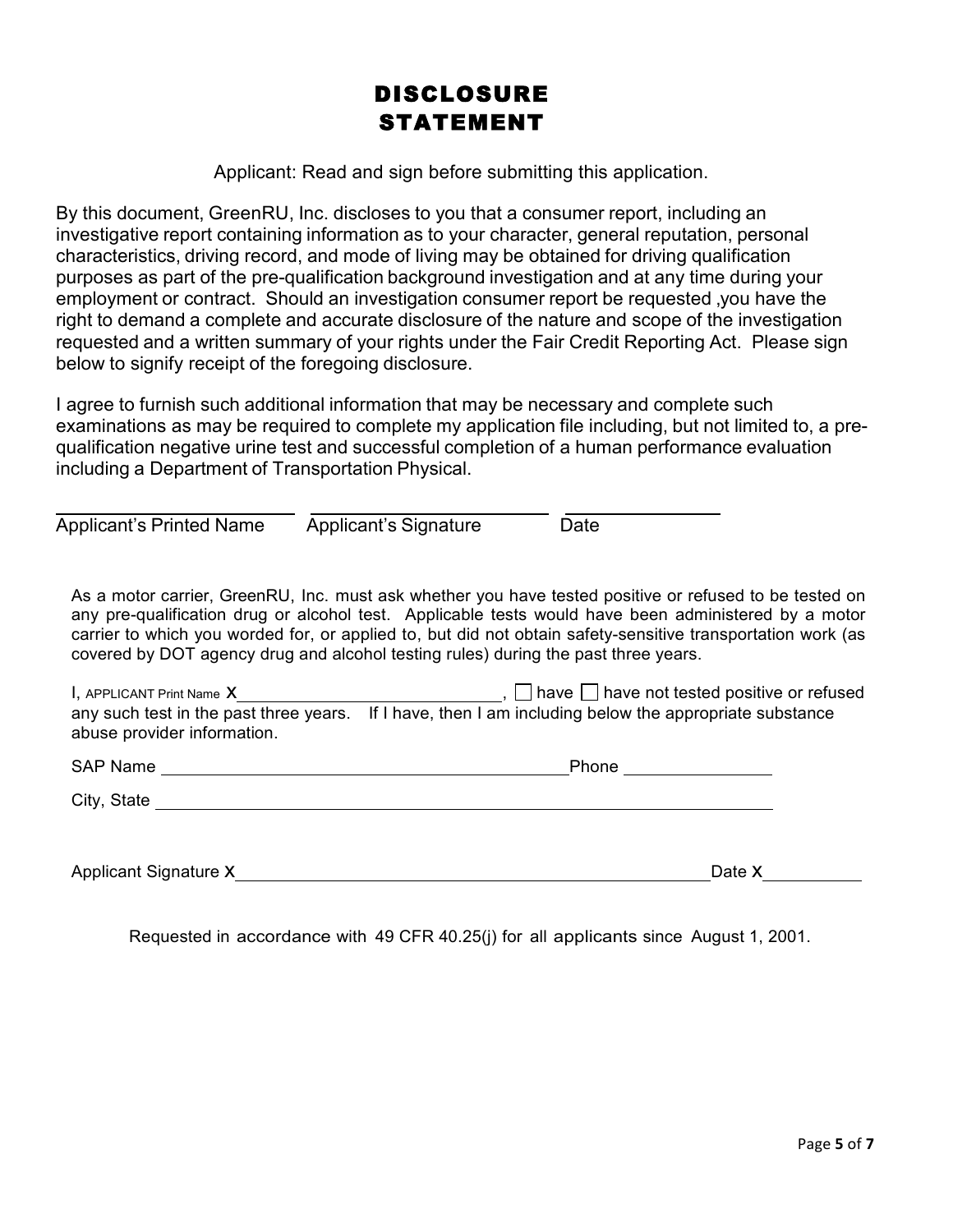# DISCLOSURE STATEMENT

Applicant: Read and sign before submitting this application.

By this document, GreenRU, Inc. discloses to you that a consumer report, including an investigative report containing information as to your character, general reputation, personal characteristics, driving record, and mode of living may be obtained for driving qualification purposes as part of the pre-qualification background investigation and at any time during your employment or contract. Should an investigation consumer report be requested ,you have the right to demand a complete and accurate disclosure of the nature and scope of the investigation requested and a written summary of your rights under the Fair Credit Reporting Act. Please sign below to signify receipt of the foregoing disclosure.

I agree to furnish such additional information that may be necessary and complete such examinations as may be required to complete my application file including, but not limited to, a pre-qualification negative urine test and successful completion of a human performance evaluation including a Department of Transportation Physical.

\_\_\_\_\_\_\_\_\_\_\_\_\_\_\_\_\_\_\_\_\_\_\_\_ \_\_\_\_\_\_\_\_\_\_\_\_\_\_\_\_\_\_\_\_\_\_\_\_ \_\_\_\_\_\_\_\_\_\_\_\_\_\_\_\_

Applicant's Printed Name    Applicant's Signature    Date

As a motor carrier, GreenRU, Inc. must ask whether you have tested positive or refused to be tested on any pre-qualification drug or alcohol test. Applicable tests would have been administered by a motor carrier to which you worded for, or applied to, but did not obtain safety-sensitive transportation work (as covered by DOT agency drug and alcohol testing rules) during the past three years.

I, APPLICANT Print Name X\_\_\_\_\_\_\_\_\_\_\_\_\_\_\_\_\_\_\_\_\_\_\_\_\_\_\_\_, ☐ have ☐ have not tested positive or refused any such test in the past three years. If I have, then I am including below the appropriate substance abuse provider information.

SAP Name \_\_\_\_\_\_\_\_\_\_\_\_\_\_\_\_\_\_\_\_\_\_\_\_\_\_\_\_\_\_\_\_\_\_\_\_\_\_\_\_ Phone \_\_\_\_\_\_\_\_\_\_\_\_\_\_\_

City, State \_\_\_\_\_\_\_\_\_\_\_\_\_\_\_\_\_\_\_\_\_\_\_\_\_\_\_\_\_\_\_\_\_\_\_\_\_\_\_\_\_\_\_\_\_\_\_\_\_\_\_\_\_\_\_\_\_\_\_\_

Applicant Signature X\_\_\_\_\_\_\_\_\_\_\_\_\_\_\_\_\_\_\_\_\_\_\_\_\_\_\_\_\_\_\_\_\_\_\_\_\_\_\_\_\_\_\_\_\_\_\_\_ Date X\_\_\_\_\_\_\_\_\_\_

Requested in accordance with 49 CFR 40.25(j) for all applicants since August 1, 2001.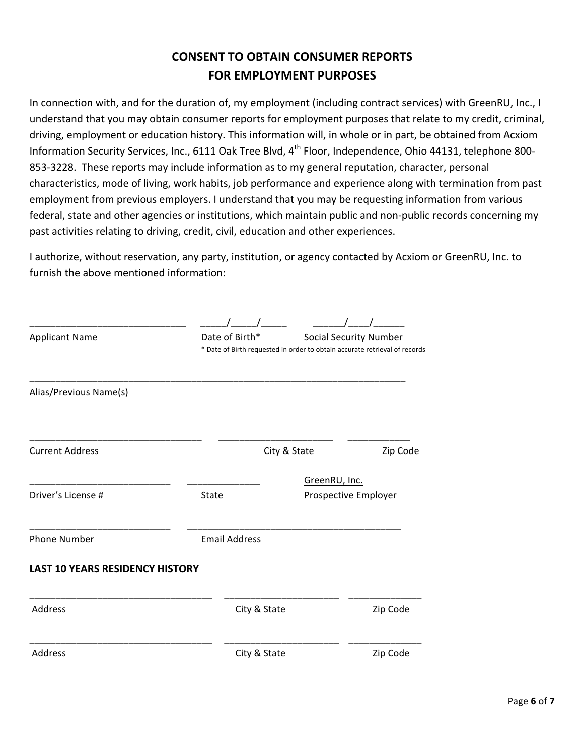## CONSENT TO OBTAIN CONSUMER REPORTS FOR EMPLOYMENT PURPOSES

In connection with, and for the duration of, my employment (including contract services) with GreenRU, Inc., I understand that you may obtain consumer reports for employment purposes that relate to my credit, criminal, driving, employment or education history. This information will, in whole or in part, be obtained from Acxiom Information Security Services, Inc., 6111 Oak Tree Blvd, 4th Floor, Independence, Ohio 44131, telephone 800-853-3228. These reports may include information as to my general reputation, character, personal characteristics, mode of living, work habits, job performance and experience along with termination from past employment from previous employers. I understand that you may be requesting information from various federal, state and other agencies or institutions, which maintain public and non-public records concerning my past activities relating to driving, credit, civil, education and other experiences.

I authorize, without reservation, any party, institution, or agency contacted by Acxiom or GreenRU, Inc. to furnish the above mentioned information:

_____________________________ _____/_____/_____ ______/____/______
Applicant Name Date of Birth* Social Security Number

\* Date of Birth requested in order to obtain accurate retrieval of records

_________________________________________________________________________
Alias/Previous Name(s)

________________________________ _____________________ ___________
Current Address City & State Zip Code

__________________________ _____________ GreenRU, Inc.
Driver's License # State Prospective Employer

__________________________ ________________________________________
Phone Number Email Address

**LAST 10 YEARS RESIDENCY HISTORY**

__________________________________ _____________________ _____________
Address City & State Zip Code

__________________________________ _____________________ _____________
Address City & State Zip Code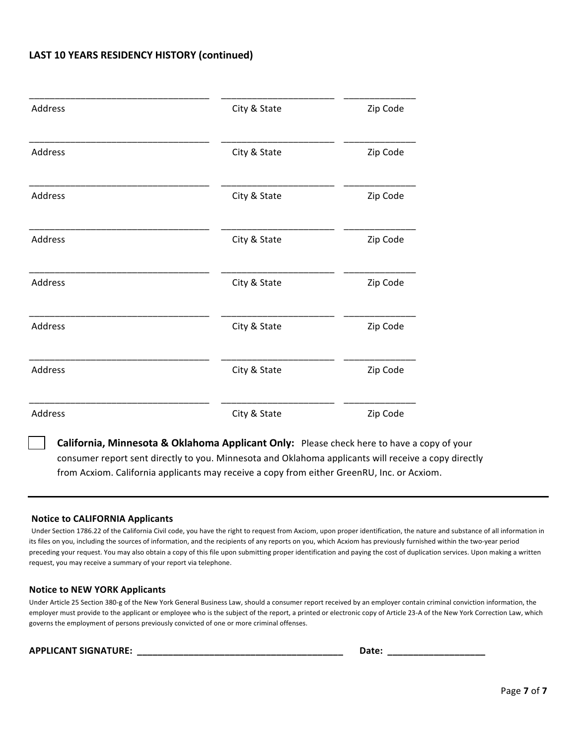**LAST 10 YEARS RESIDENCY HISTORY (continued)**

| Address | City & State | Zip Code |
|---|---|---|
| ______________________ | ______________________ | ______________ |
| ______________________ | ______________________ | ______________ |
| ______________________ | ______________________ | ______________ |
| ______________________ | ______________________ | ______________ |
| ______________________ | ______________________ | ______________ |
| ______________________ | ______________________ | ______________ |
| ______________________ | ______________________ | ______________ |
| ______________________ | ______________________ | ______________ |

☐ **California, Minnesota & Oklahoma Applicant Only:** Please check here to have a copy of your consumer report sent directly to you. Minnesota and Oklahoma applicants will receive a copy directly from Acxiom. California applicants may receive a copy from either GreenRU, Inc. or Acxiom.

---

**Notice to CALIFORNIA Applicants**

Under Section 1786.22 of the California Civil code, you have the right to request from Axciom, upon proper identification, the nature and substance of all information in its files on you, including the sources of information, and the recipients of any reports on you, which Acxiom has previously furnished within the two-year period preceding your request. You may also obtain a copy of this file upon submitting proper identification and paying the cost of duplication services. Upon making a written request, you may receive a summary of your report via telephone.

**Notice to NEW YORK Applicants**

Under Article 25 Section 380-g of the New York General Business Law, should a consumer report received by an employer contain criminal conviction information, the employer must provide to the applicant or employee who is the subject of the report, a printed or electronic copy of Article 23-A of the New York Correction Law, which governs the employment of persons previously convicted of one or more criminal offenses.

**APPLICANT SIGNATURE: ________________________________________ Date: ____________________**